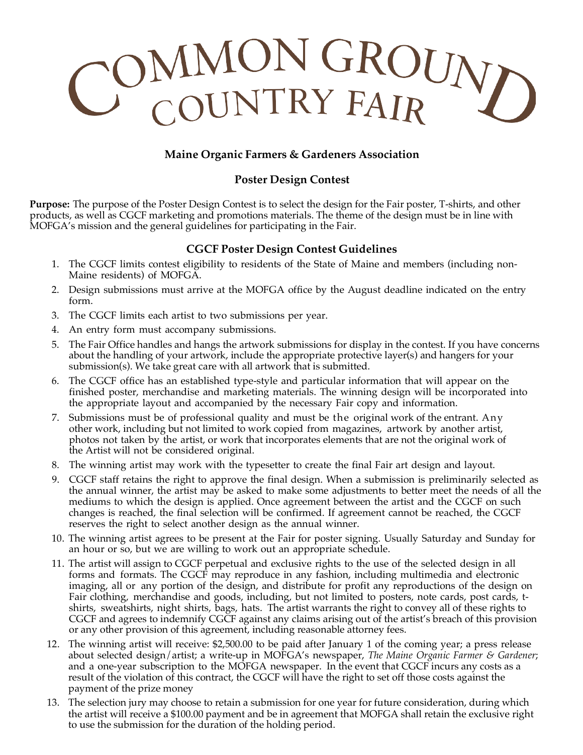# COMMON GROUND COUNTRY FAIR

**Maine Organic Farmers & Gardeners Association**

## Poster Design Contest

**Purpose:** The purpose of the Poster Design Contest is to select the design for the Fair poster, T-shirts, and other products, as well as CGCF marketing and promotions materials. The theme of the design must be in line with MOFGA's mission and the general guidelines for participating in the Fair.

### CGCF Poster Design Contest Guidelines

1. The CGCF limits contest eligibility to residents of the State of Maine and members (including non-Maine residents) of MOFGA.
2. Design submissions must arrive at the MOFGA office by the August deadline indicated on the entry form.
3. The CGCF limits each artist to two submissions per year.
4. An entry form must accompany submissions.
5. The Fair Office handles and hangs the artwork submissions for display in the contest. If you have concerns about the handling of your artwork, include the appropriate protective layer(s) and hangers for your submission(s). We take great care with all artwork that is submitted.
6. The CGCF office has an established type-style and particular information that will appear on the finished poster, merchandise and marketing materials. The winning design will be incorporated into the appropriate layout and accompanied by the necessary Fair copy and information.
7. Submissions must be of professional quality and must be the original work of the entrant. Any other work, including but not limited to work copied from magazines, artwork by another artist, photos not taken by the artist, or work that incorporates elements that are not the original work of the Artist will not be considered original.
8. The winning artist may work with the typesetter to create the final Fair art design and layout.
9. CGCF staff retains the right to approve the final design. When a submission is preliminarily selected as the annual winner, the artist may be asked to make some adjustments to better meet the needs of all the mediums to which the design is applied. Once agreement between the artist and the CGCF on such changes is reached, the final selection will be confirmed. If agreement cannot be reached, the CGCF reserves the right to select another design as the annual winner.
10. The winning artist agrees to be present at the Fair for poster signing. Usually Saturday and Sunday for an hour or so, but we are willing to work out an appropriate schedule.
11. The artist will assign to CGCF perpetual and exclusive rights to the use of the selected design in all forms and formats. The CGCF may reproduce in any fashion, including multimedia and electronic imaging, all or any portion of the design, and distribute for profit any reproductions of the design on Fair clothing, merchandise and goods, including, but not limited to posters, note cards, post cards, t-shirts, sweatshirts, night shirts, bags, hats. The artist warrants the right to convey all of these rights to CGCF and agrees to indemnify CGCF against any claims arising out of the artist's breach of this provision or any other provision of this agreement, including reasonable attorney fees.
12. The winning artist will receive: $2,500.00 to be paid after January 1 of the coming year; a press release about selected design/artist; a write-up in MOFGA's newspaper, *The Maine Organic Farmer & Gardener*; and a one-year subscription to the MOFGA newspaper. In the event that CGCF incurs any costs as a result of the violation of this contract, the CGCF will have the right to set off those costs against the payment of the prize money
13. The selection jury may choose to retain a submission for one year for future consideration, during which the artist will receive a $100.00 payment and be in agreement that MOFGA shall retain the exclusive right to use the submission for the duration of the holding period.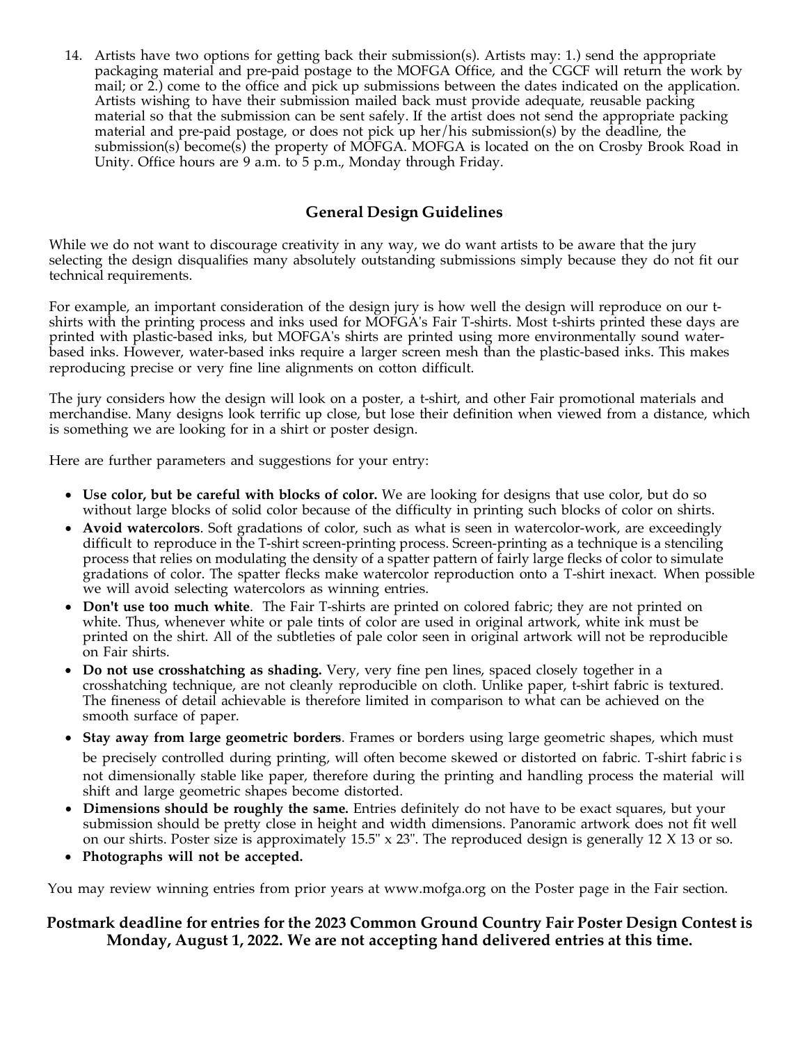14. Artists have two options for getting back their submission(s). Artists may: 1.) send the appropriate packaging material and pre-paid postage to the MOFGA Office, and the CGCF will return the work by mail; or 2.) come to the office and pick up submissions between the dates indicated on the application. Artists wishing to have their submission mailed back must provide adequate, reusable packing material so that the submission can be sent safely. If the artist does not send the appropriate packing material and pre-paid postage, or does not pick up her/his submission(s) by the deadline, the submission(s) become(s) the property of MOFGA. MOFGA is located on the on Crosby Brook Road in Unity. Office hours are 9 a.m. to 5 p.m., Monday through Friday.

## General Design Guidelines

While we do not want to discourage creativity in any way, we do want artists to be aware that the jury selecting the design disqualifies many absolutely outstanding submissions simply because they do not fit our technical requirements.

For example, an important consideration of the design jury is how well the design will reproduce on our t-shirts with the printing process and inks used for MOFGA's Fair T-shirts. Most t-shirts printed these days are printed with plastic-based inks, but MOFGA's shirts are printed using more environmentally sound water-based inks. However, water-based inks require a larger screen mesh than the plastic-based inks. This makes reproducing precise or very fine line alignments on cotton difficult.

The jury considers how the design will look on a poster, a t-shirt, and other Fair promotional materials and merchandise. Many designs look terrific up close, but lose their definition when viewed from a distance, which is something we are looking for in a shirt or poster design.

Here are further parameters and suggestions for your entry:

- **Use color, but be careful with blocks of color.** We are looking for designs that use color, but do so without large blocks of solid color because of the difficulty in printing such blocks of color on shirts.
- **Avoid watercolors**. Soft gradations of color, such as what is seen in watercolor-work, are exceedingly difficult to reproduce in the T-shirt screen-printing process. Screen-printing as a technique is a stenciling process that relies on modulating the density of a spatter pattern of fairly large flecks of color to simulate gradations of color. The spatter flecks make watercolor reproduction onto a T-shirt inexact. When possible we will avoid selecting watercolors as winning entries.
- **Don't use too much white**. The Fair T-shirts are printed on colored fabric; they are not printed on white. Thus, whenever white or pale tints of color are used in original artwork, white ink must be printed on the shirt. All of the subtleties of pale color seen in original artwork will not be reproducible on Fair shirts.
- **Do not use crosshatching as shading.** Very, very fine pen lines, spaced closely together in a crosshatching technique, are not cleanly reproducible on cloth. Unlike paper, t-shirt fabric is textured. The fineness of detail achievable is therefore limited in comparison to what can be achieved on the smooth surface of paper.
- **Stay away from large geometric borders**. Frames or borders using large geometric shapes, which must be precisely controlled during printing, will often become skewed or distorted on fabric. T-shirt fabric is not dimensionally stable like paper, therefore during the printing and handling process the material will shift and large geometric shapes become distorted.
- **Dimensions should be roughly the same.** Entries definitely do not have to be exact squares, but your submission should be pretty close in height and width dimensions. Panoramic artwork does not fit well on our shirts. Poster size is approximately 15.5" x 23". The reproduced design is generally 12 X 13 or so.
- **Photographs will not be accepted.**

You may review winning entries from prior years at www.mofga.org on the Poster page in the Fair section.

**Postmark deadline for entries for the 2023 Common Ground Country Fair Poster Design Contest is Monday, August 1, 2022. We are not accepting hand delivered entries at this time.**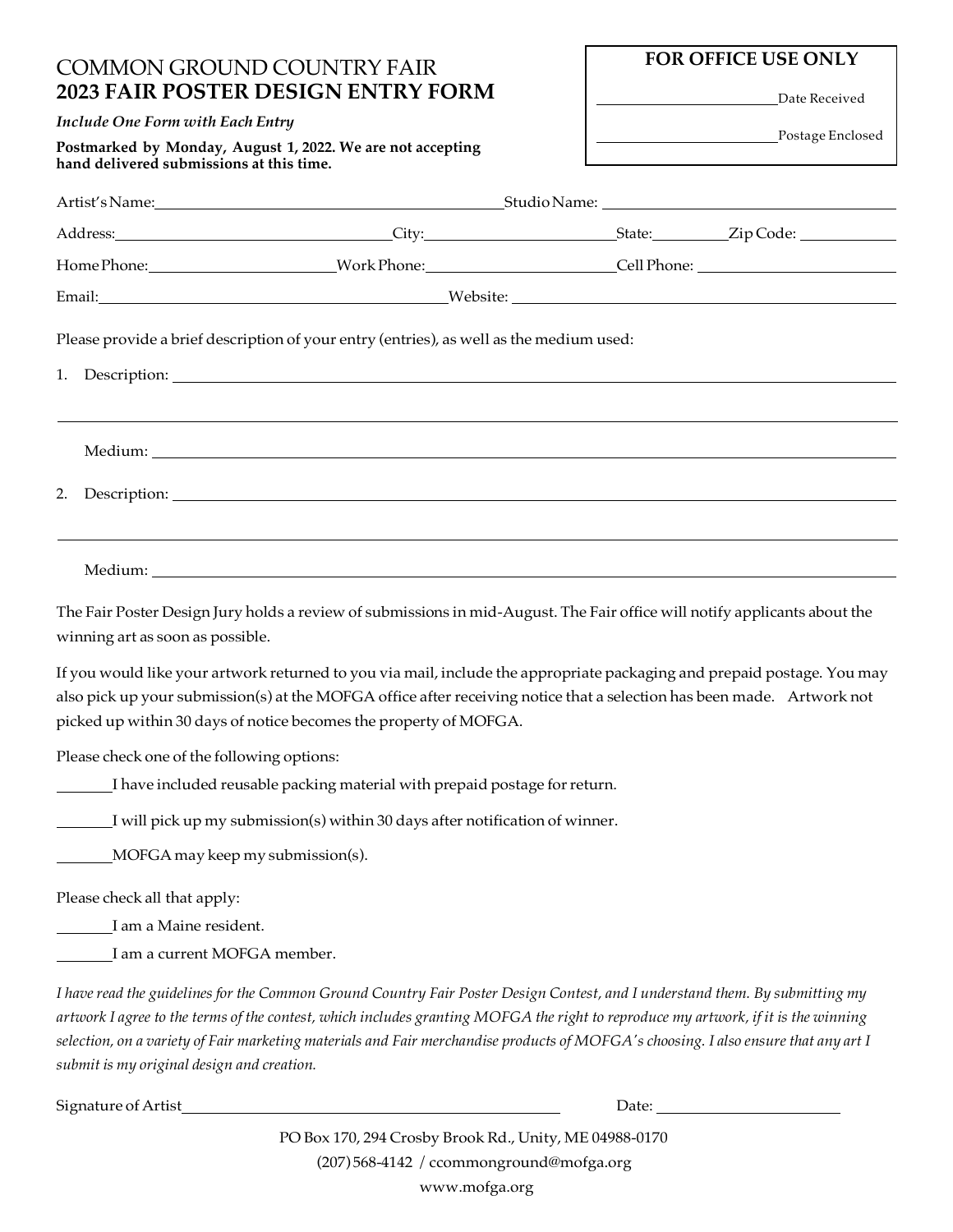# COMMON GROUND COUNTRY FAIR
# **2023 FAIR POSTER DESIGN ENTRY FORM**

***Include One Form with Each Entry***

**Postmarked by Monday, August 1, 2022. We are not accepting hand delivered submissions at this time.**

**FOR OFFICE USE ONLY**

\_\_\_\_\_\_\_\_\_\_\_\_\_\_\_\_\_\_\_\_ Date Received

\_\_\_\_\_\_\_\_\_\_\_\_\_\_\_\_\_\_\_\_ Postage Enclosed

Artist's Name: \_\_\_\_\_\_\_\_\_\_\_\_\_\_\_\_\_\_\_\_ Studio Name: \_\_\_\_\_\_\_\_\_\_\_\_\_\_\_\_\_\_\_\_

Address: \_\_\_\_\_\_\_\_\_\_\_\_\_\_\_\_\_\_\_\_ City: \_\_\_\_\_\_\_\_\_\_\_\_\_\_\_\_\_\_\_\_ State: \_\_\_\_\_\_\_\_\_\_ Zip Code: \_\_\_\_\_\_\_\_\_\_

Home Phone: \_\_\_\_\_\_\_\_\_\_\_\_\_\_\_\_\_\_\_\_ Work Phone: \_\_\_\_\_\_\_\_\_\_\_\_\_\_\_\_\_\_\_\_ Cell Phone: \_\_\_\_\_\_\_\_\_\_\_\_\_\_\_\_\_\_\_\_

Email: \_\_\_\_\_\_\_\_\_\_\_\_\_\_\_\_\_\_\_\_ Website: \_\_\_\_\_\_\_\_\_\_\_\_\_\_\_\_\_\_\_\_

Please provide a brief description of your entry (entries), as well as the medium used:

1. Description: \_\_\_\_\_\_\_\_\_\_\_\_\_\_\_\_\_\_\_\_

   Medium: \_\_\_\_\_\_\_\_\_\_\_\_\_\_\_\_\_\_\_\_

2. Description: \_\_\_\_\_\_\_\_\_\_\_\_\_\_\_\_\_\_\_\_

   Medium: \_\_\_\_\_\_\_\_\_\_\_\_\_\_\_\_\_\_\_\_

The Fair Poster Design Jury holds a review of submissions in mid-August. The Fair office will notify applicants about the winning art as soon as possible.

If you would like your artwork returned to you via mail, include the appropriate packaging and prepaid postage. You may also pick up your submission(s) at the MOFGA office after receiving notice that a selection has been made. Artwork not picked up within 30 days of notice becomes the property of MOFGA.

Please check one of the following options:

\_\_\_\_\_\_\_ I have included reusable packing material with prepaid postage for return.

\_\_\_\_\_\_\_ I will pick up my submission(s) within 30 days after notification of winner.

\_\_\_\_\_\_\_ MOFGA may keep my submission(s).

Please check all that apply:

\_\_\_\_\_\_\_ I am a Maine resident.

\_\_\_\_\_\_\_ I am a current MOFGA member.

*I have read the guidelines for the Common Ground Country Fair Poster Design Contest, and I understand them. By submitting my artwork I agree to the terms of the contest, which includes granting MOFGA the right to reproduce my artwork, if it is the winning selection, on a variety of Fair marketing materials and Fair merchandise products of MOFGA's choosing. I also ensure that any art I submit is my original design and creation.*

Signature of Artist \_\_\_\_\_\_\_\_\_\_\_\_\_\_\_\_\_\_\_\_ Date: \_\_\_\_\_\_\_\_\_\_\_\_\_\_\_\_\_\_\_\_

PO Box 170, 294 Crosby Brook Rd., Unity, ME 04988-0170
(207) 568-4142 / ccommonground@mofga.org
www.mofga.org